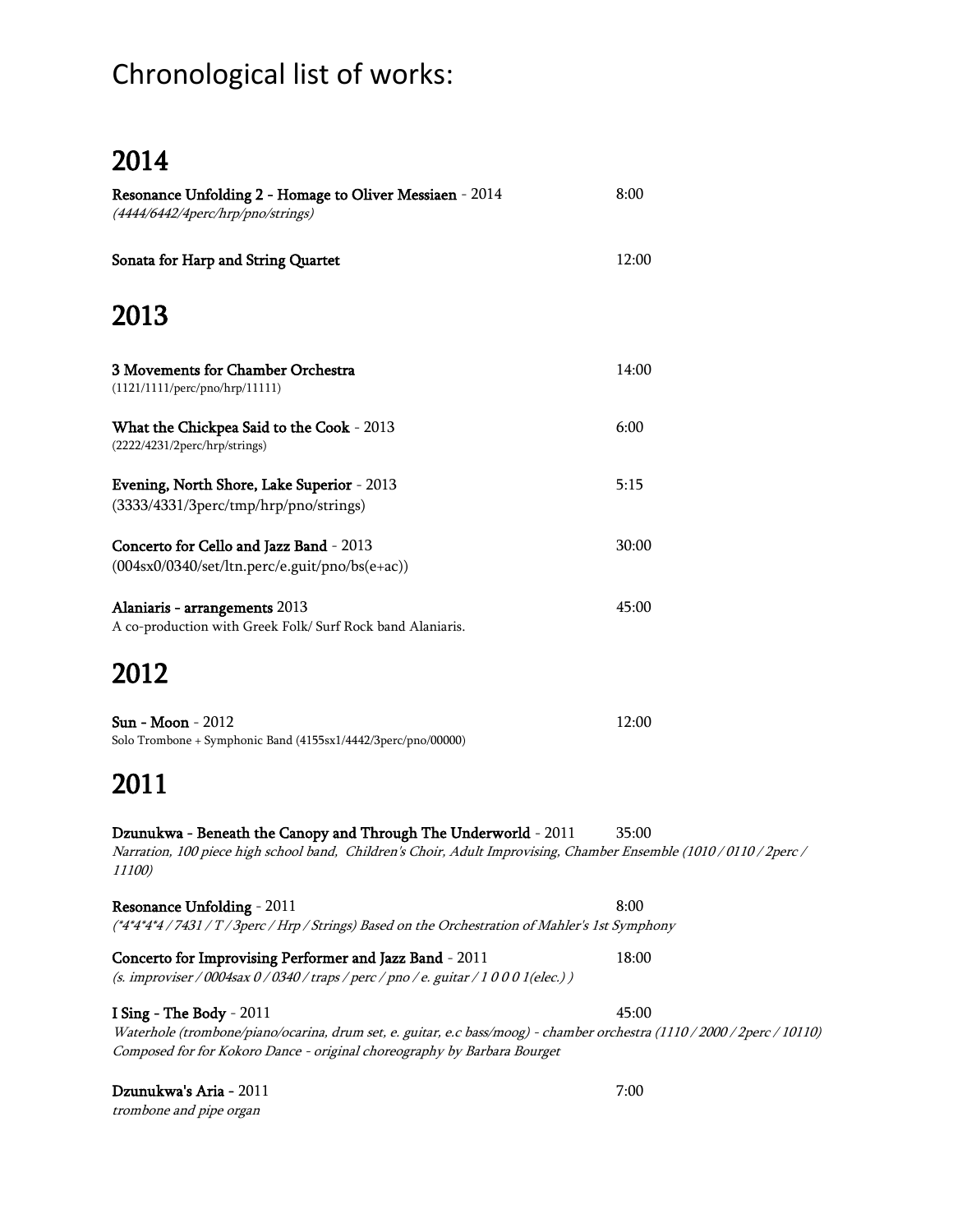# Chronological list of works:

## 2014

**Resonance Unfolding 2 - Homage to Oliver Messiaen** - 2014 — 8:00
*(4444/6442/4perc/hrp/pno/strings)*

**Sonata for Harp and String Quartet** — 12:00

## 2013

**3 Movements for Chamber Orchestra** — 14:00
(1121/1111/perc/pno/hrp/11111)

**What the Chickpea Said to the Cook** - 2013 — 6:00
(2222/4231/2perc/hrp/strings)

**Evening, North Shore, Lake Superior** - 2013 — 5:15
(3333/4331/3perc/tmp/hrp/pno/strings)

**Concerto for Cello and Jazz Band** - 2013 — 30:00
(004sx0/0340/set/ltn.perc/e.guit/pno/bs(e+ac))

**Alaniaris - arrangements** 2013 — 45:00
A co-production with Greek Folk/ Surf Rock band Alaniaris.

## 2012

**Sun - Moon** - 2012 — 12:00
Solo Trombone + Symphonic Band (4155sx1/4442/3perc/pno/00000)

## 2011

**Dzunukwa - Beneath the Canopy and Through The Underworld** - 2011 — 35:00
*Narration, 100 piece high school band, Children's Choir, Adult Improvising, Chamber Ensemble (1010 / 0110 / 2perc / 11100)*

**Resonance Unfolding** - 2011 — 8:00
*(*4*4*4*4 / 7431 / T / 3perc / Hrp / Strings) Based on the Orchestration of Mahler's 1st Symphony*

**Concerto for Improvising Performer and Jazz Band** - 2011 — 18:00
*(s. improviser / 0004sax 0 / 0340 / traps / perc / pno / e. guitar / 1 0 0 0 1(elec.) )*

**I Sing - The Body** - 2011 — 45:00
*Waterhole (trombone/piano/ocarina, drum set, e. guitar, e.c bass/moog) - chamber orchestra (1110 / 2000 / 2perc / 10110)*
*Composed for for Kokoro Dance - original choreography by Barbara Bourget*

**Dzunukwa's Aria** - 2011 — 7:00
*trombone and pipe organ*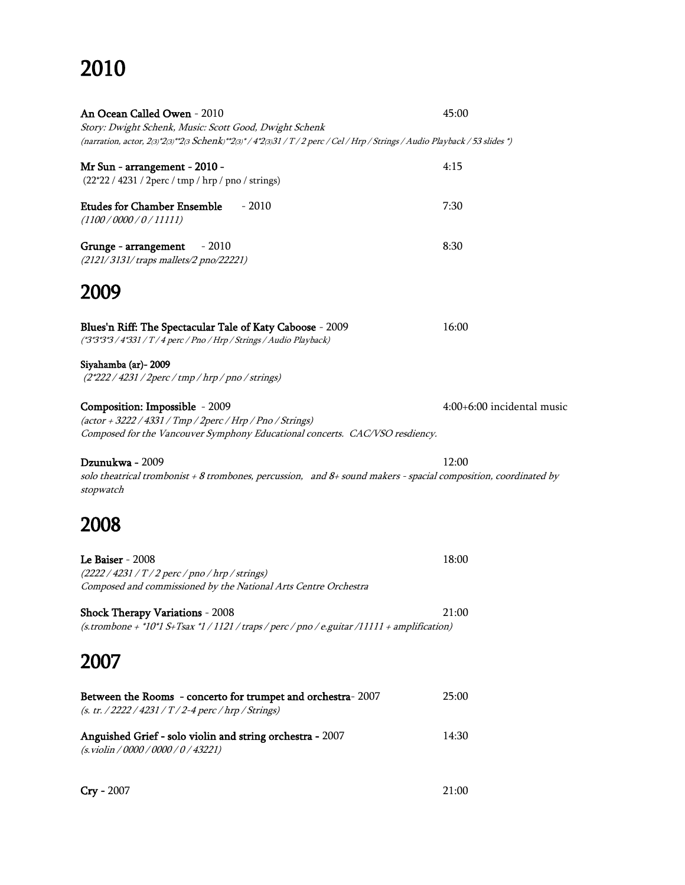# 2010

**An Ocean Called Owen** - 2010 45:00

*Story: Dwight Schenk, Music: Scott Good, Dwight Schenk*

*(narration, actor, 2(3)*2(3)**2(3 Schenk)**2(3)* / 4*2(3)31 / T / 2 perc / Cel / Hrp / Strings / Audio Playback / 53 slides *)*

**Mr Sun - arrangement - 2010 -** 4:15

(22*22 / 4231 / 2perc / tmp / hrp / pno / strings)

**Etudes for Chamber Ensemble** - 2010 7:30

*(1100 / 0000 / 0 / 11111)*

**Grunge - arrangement** - 2010 8:30

*(2121/ 3131/ traps mallets/2 pno/22221)*

# 2009

**Blues'n Riff: The Spectacular Tale of Katy Caboose** - 2009 16:00

*(*3*3*3*3 / 4*331 / T / 4 perc / Pno / Hrp / Strings / Audio Playback)*

**Siyahamba (ar)- 2009**

*(2*222 / 4231 / 2perc / tmp / hrp / pno / strings)*

**Composition: Impossible** - 2009 4:00+6:00 incidental music

*(actor + 3222 / 4331 / Tmp / 2perc / Hrp / Pno / Strings)*

*Composed for the Vancouver Symphony Educational concerts. CAC/VSO resdiency.*

**Dzunukwa** - 2009 12:00

*solo theatrical trombonist + 8 trombones, percussion, and 8+ sound makers - spacial composition, coordinated by stopwatch*

# 2008

**Le Baiser** - 2008 18:00

*(2222 / 4231 / T / 2 perc / pno / hrp / strings)*

*Composed and commissioned by the National Arts Centre Orchestra*

**Shock Therapy Variations** - 2008 21:00

*(s.trombone + *10*1 S+Tsax *1 / 1121 / traps / perc / pno / e.guitar /11111 + amplification)*

# 2007

**Between the Rooms - concerto for trumpet and orchestra**- 2007 25:00

*(s. tr. / 2222 / 4231 / T / 2-4 perc / hrp / Strings)*

**Anguished Grief - solo violin and string orchestra -** 2007 14:30

*(s.violin / 0000 / 0000 / 0 / 43221)*

**Cry** - 2007 21:00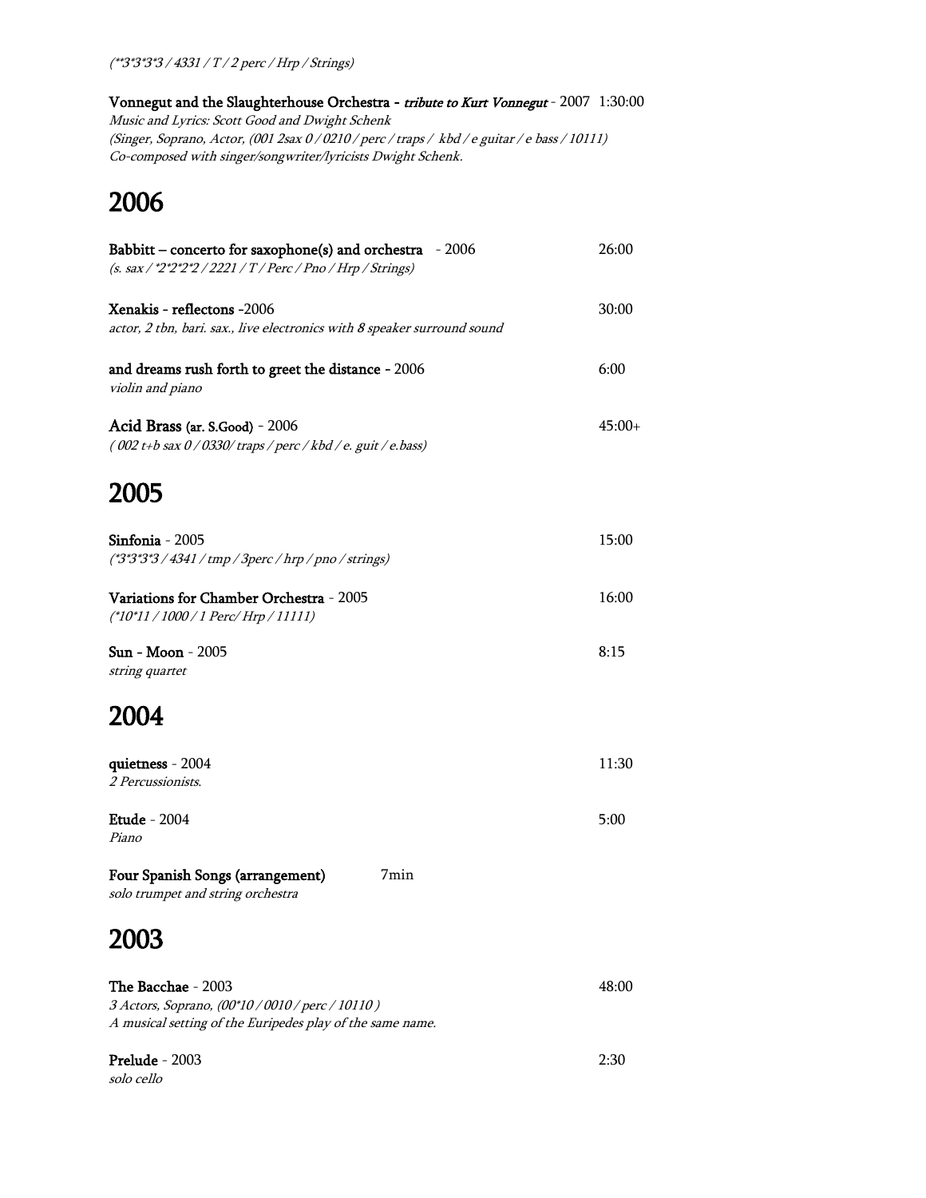*(\*\*3\*3\*3\*3 / 4331 / T / 2 perc / Hrp / Strings)*

**Vonnegut and the Slaughterhouse Orchestra -** ***tribute to Kurt Vonnegut*** - 2007 1:30:00
*Music and Lyrics: Scott Good and Dwight Schenk*
*(Singer, Soprano, Actor, (001 2sax 0 / 0210 / perc / traps / kbd / e guitar / e bass / 10111)*
*Co-composed with singer/songwriter/lyricists Dwight Schenk.*

# 2006

**Babbitt – concerto for saxophone(s) and orchestra** - 2006 26:00
*(s. sax / \*2\*2\*2\*2 / 2221 / T / Perc / Pno / Hrp / Strings)*

**Xenakis - reflectons** -2006 30:00
*actor, 2 tbn, bari. sax., live electronics with 8 speaker surround sound*

**and dreams rush forth to greet the distance** - 2006 6:00
*violin and piano*

**Acid Brass (ar. S.Good)** - 2006 45:00+
*( 002 t+b sax 0 / 0330/ traps / perc / kbd / e. guit / e.bass)*

# 2005

**Sinfonia** - 2005 15:00
*(\*3\*3\*3\*3 / 4341 / tmp / 3perc / hrp / pno / strings)*

**Variations for Chamber Orchestra** - 2005 16:00
*(\*10\*11 / 1000 / 1 Perc/ Hrp / 11111)*

**Sun - Moon** - 2005 8:15
*string quartet*

# 2004

**quietness** - 2004 11:30
*2 Percussionists.*

**Etude** - 2004 5:00
*Piano*

**Four Spanish Songs (arrangement)** 7min
*solo trumpet and string orchestra*

# 2003

**The Bacchae** - 2003 48:00
*3 Actors, Soprano, (00\*10 / 0010 / perc / 10110 )*
*A musical setting of the Euripedes play of the same name.*

**Prelude** - 2003 2:30
*solo cello*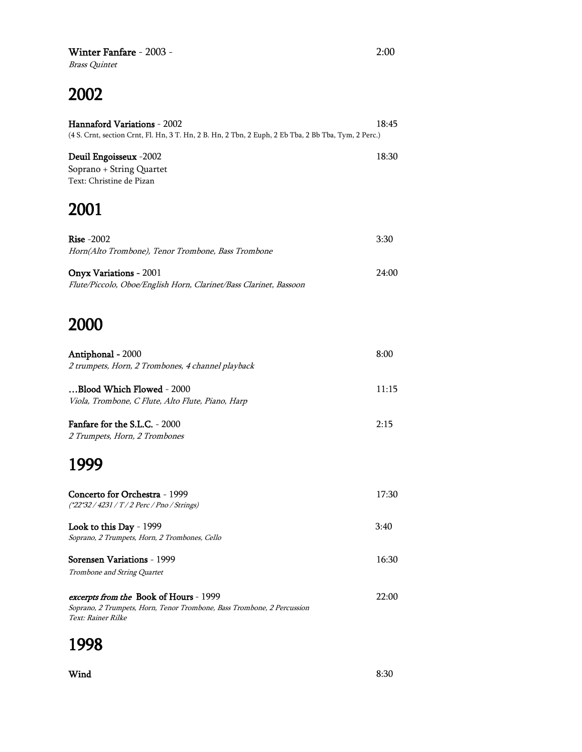**Winter Fanfare** - 2003 - 2:00
*Brass Quintet*

## 2002

**Hannaford Variations** - 2002 18:45
(4 S. Crnt, section Crnt, Fl. Hn, 3 T. Hn, 2 B. Hn, 2 Tbn, 2 Euph, 2 Eb Tba, 2 Bb Tba, Tym, 2 Perc.)

**Deuil Engoisseux** -2002 18:30
Soprano + String Quartet
Text: Christine de Pizan

## 2001

**Rise** -2002 3:30
*Horn(Alto Trombone), Tenor Trombone, Bass Trombone*

**Onyx Variations** - 2001 24:00
*Flute/Piccolo, Oboe/English Horn, Clarinet/Bass Clarinet, Bassoon*

## 2000

**Antiphonal** - 2000 8:00
*2 trumpets, Horn, 2 Trombones, 4 channel playback*

**…Blood Which Flowed** - 2000 11:15
*Viola, Trombone, C Flute, Alto Flute, Piano, Harp*

**Fanfare for the S.L.C.** - 2000 2:15
*2 Trumpets, Horn, 2 Trombones*

## 1999

**Concerto for Orchestra** - 1999 17:30
*(*22*32 / 4231 / T / 2 Perc / Pno / Strings)*

**Look to this Day** - 1999 3:40
*Soprano, 2 Trumpets, Horn, 2 Trombones, Cello*

**Sorensen Variations** - 1999 16:30
*Trombone and String Quartet*

***excerpts from the*** **Book of Hours** - 1999 22:00
*Soprano, 2 Trumpets, Horn, Tenor Trombone, Bass Trombone, 2 Percussion*
*Text: Rainer Rilke*

## 1998

**Wind** 8:30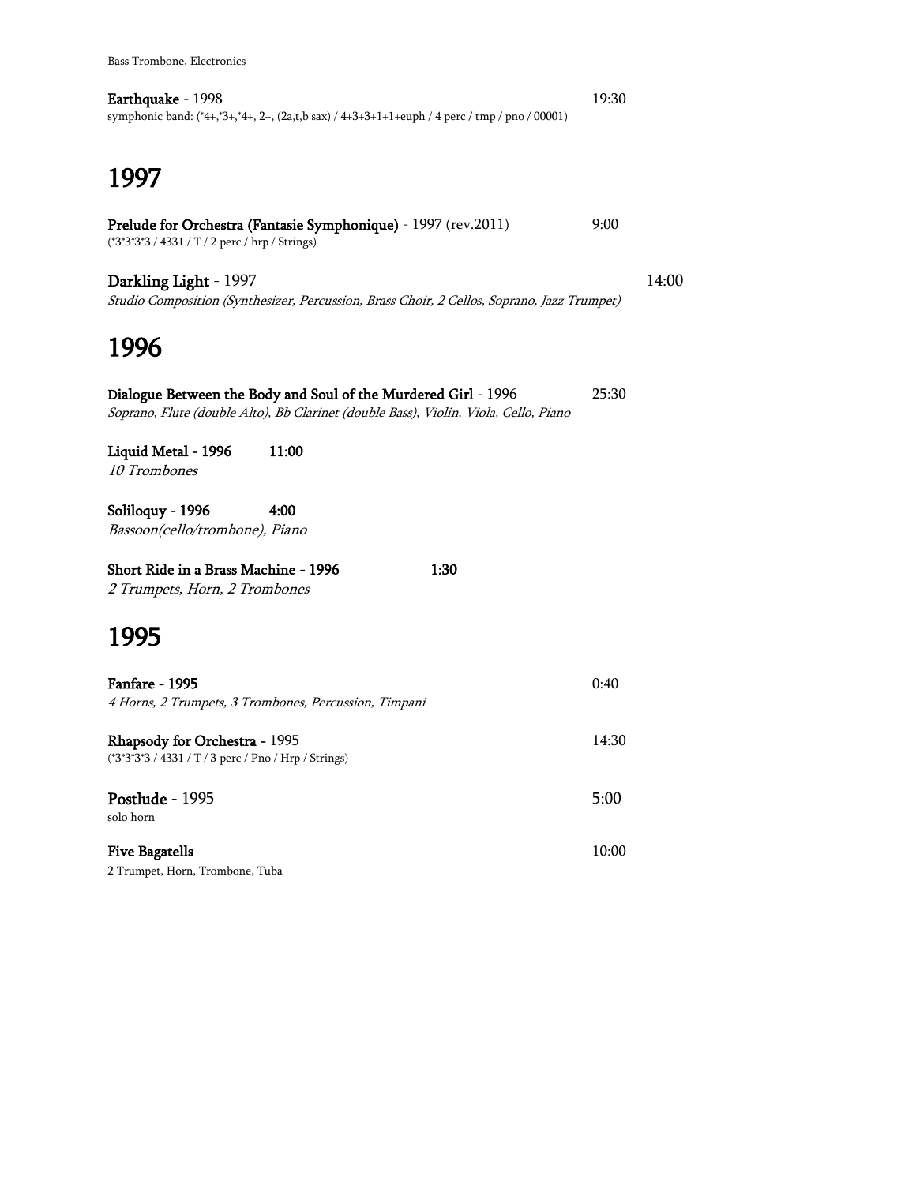Bass Trombone, Electronics

**Earthquake** - 1998 19:30
symphonic band: (*4+,*3+,*4+, 2+, (2a,t,b sax) / 4+3+3+1+1+euph / 4 perc / tmp / pno / 00001)

# 1997

**Prelude for Orchestra (Fantasie Symphonique)** - 1997 (rev.2011) 9:00
(*3*3*3*3 / 4331 / T / 2 perc / hrp / Strings)

**Darkling Light** - 1997 14:00
*Studio Composition (Synthesizer, Percussion, Brass Choir, 2 Cellos, Soprano, Jazz Trumpet)*

# 1996

**Dialogue Between the Body and Soul of the Murdered Girl** - 1996 25:30
*Soprano, Flute (double Alto), Bb Clarinet (double Bass), Violin, Viola, Cello, Piano*

**Liquid Metal - 1996 11:00**
*10 Trombones*

**Soliloquy - 1996 4:00**
*Bassoon(cello/trombone), Piano*

**Short Ride in a Brass Machine - 1996 1:30**
*2 Trumpets, Horn, 2 Trombones*

# 1995

**Fanfare - 1995** 0:40
*4 Horns, 2 Trumpets, 3 Trombones, Percussion, Timpani*

**Rhapsody for Orchestra** - 1995 14:30
(*3*3*3*3 / 4331 / T / 3 perc / Pno / Hrp / Strings)

**Postlude** - 1995 5:00
solo horn

**Five Bagatells** 10:00
2 Trumpet, Horn, Trombone, Tuba